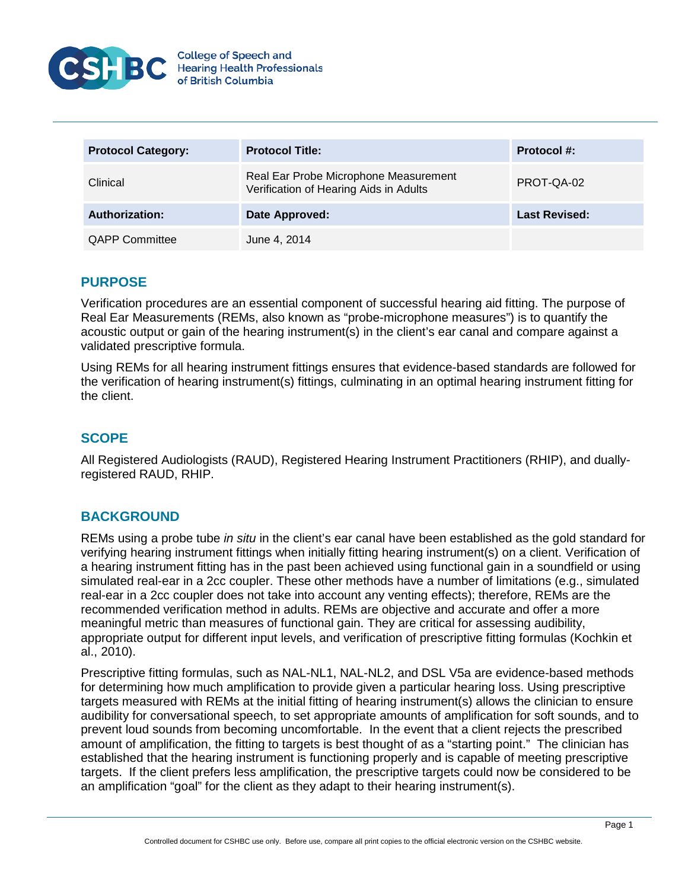College of Speech and Hearing Health Professionals of British Columbia

| Protocol Category: | Protocol Title: | Protocol #: |
|---|---|---|
| Clinical | Real Ear Probe Microphone Measurement Verification of Hearing Aids in Adults | PROT-QA-02 |
| **Authorization:** | **Date Approved:** | **Last Revised:** |
| QAPP Committee | June 4, 2014 | |

## PURPOSE

Verification procedures are an essential component of successful hearing aid fitting. The purpose of Real Ear Measurements (REMs, also known as "probe-microphone measures") is to quantify the acoustic output or gain of the hearing instrument(s) in the client's ear canal and compare against a validated prescriptive formula.

Using REMs for all hearing instrument fittings ensures that evidence-based standards are followed for the verification of hearing instrument(s) fittings, culminating in an optimal hearing instrument fitting for the client.

## SCOPE

All Registered Audiologists (RAUD), Registered Hearing Instrument Practitioners (RHIP), and dually-registered RAUD, RHIP.

## BACKGROUND

REMs using a probe tube *in situ* in the client's ear canal have been established as the gold standard for verifying hearing instrument fittings when initially fitting hearing instrument(s) on a client. Verification of a hearing instrument fitting has in the past been achieved using functional gain in a soundfield or using simulated real-ear in a 2cc coupler. These other methods have a number of limitations (e.g., simulated real-ear in a 2cc coupler does not take into account any venting effects); therefore, REMs are the recommended verification method in adults. REMs are objective and accurate and offer a more meaningful metric than measures of functional gain. They are critical for assessing audibility, appropriate output for different input levels, and verification of prescriptive fitting formulas (Kochkin et al., 2010).

Prescriptive fitting formulas, such as NAL-NL1, NAL-NL2, and DSL V5a are evidence-based methods for determining how much amplification to provide given a particular hearing loss. Using prescriptive targets measured with REMs at the initial fitting of hearing instrument(s) allows the clinician to ensure audibility for conversational speech, to set appropriate amounts of amplification for soft sounds, and to prevent loud sounds from becoming uncomfortable. In the event that a client rejects the prescribed amount of amplification, the fitting to targets is best thought of as a "starting point." The clinician has established that the hearing instrument is functioning properly and is capable of meeting prescriptive targets. If the client prefers less amplification, the prescriptive targets could now be considered to be an amplification "goal" for the client as they adapt to their hearing instrument(s).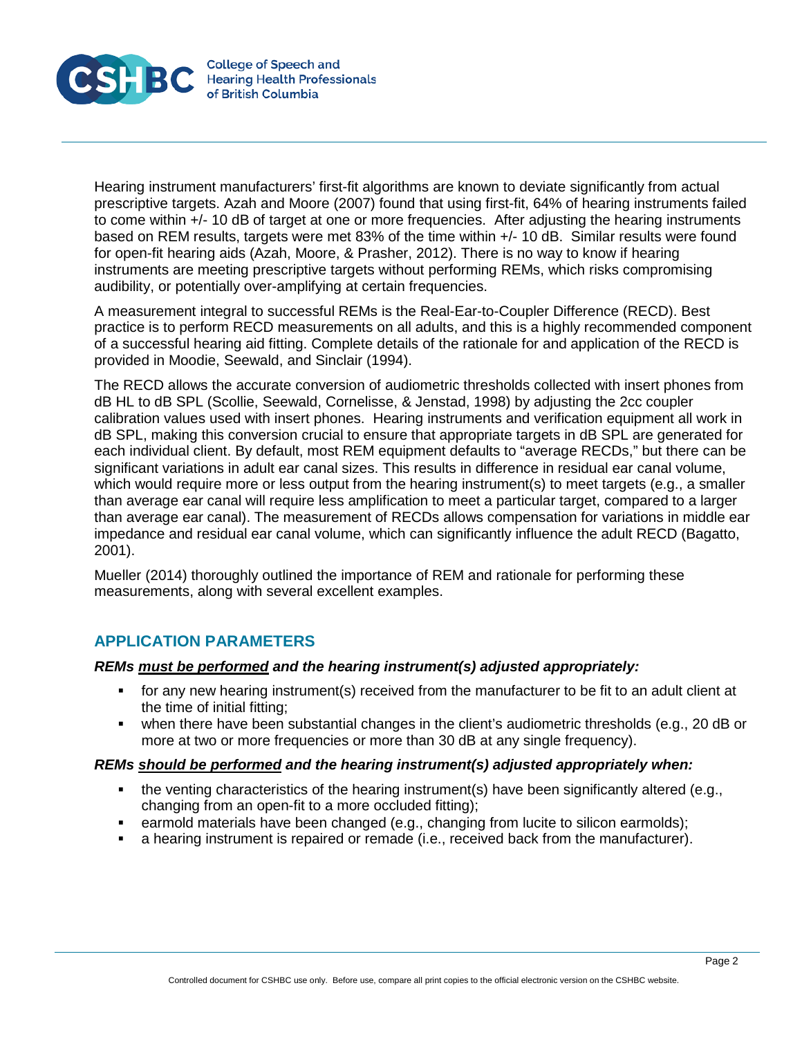Hearing instrument manufacturers' first-fit algorithms are known to deviate significantly from actual prescriptive targets. Azah and Moore (2007) found that using first-fit, 64% of hearing instruments failed to come within +/- 10 dB of target at one or more frequencies. After adjusting the hearing instruments based on REM results, targets were met 83% of the time within +/- 10 dB. Similar results were found for open-fit hearing aids (Azah, Moore, & Prasher, 2012). There is no way to know if hearing instruments are meeting prescriptive targets without performing REMs, which risks compromising audibility, or potentially over-amplifying at certain frequencies.

A measurement integral to successful REMs is the Real-Ear-to-Coupler Difference (RECD). Best practice is to perform RECD measurements on all adults, and this is a highly recommended component of a successful hearing aid fitting. Complete details of the rationale for and application of the RECD is provided in Moodie, Seewald, and Sinclair (1994).

The RECD allows the accurate conversion of audiometric thresholds collected with insert phones from dB HL to dB SPL (Scollie, Seewald, Cornelisse, & Jenstad, 1998) by adjusting the 2cc coupler calibration values used with insert phones. Hearing instruments and verification equipment all work in dB SPL, making this conversion crucial to ensure that appropriate targets in dB SPL are generated for each individual client. By default, most REM equipment defaults to "average RECDs," but there can be significant variations in adult ear canal sizes. This results in difference in residual ear canal volume, which would require more or less output from the hearing instrument(s) to meet targets (e.g., a smaller than average ear canal will require less amplification to meet a particular target, compared to a larger than average ear canal). The measurement of RECDs allows compensation for variations in middle ear impedance and residual ear canal volume, which can significantly influence the adult RECD (Bagatto, 2001).

Mueller (2014) thoroughly outlined the importance of REM and rationale for performing these measurements, along with several excellent examples.

## APPLICATION PARAMETERS

***REMs <u>must be performed</u> and the hearing instrument(s) adjusted appropriately:***

- for any new hearing instrument(s) received from the manufacturer to be fit to an adult client at the time of initial fitting;
- when there have been substantial changes in the client's audiometric thresholds (e.g., 20 dB or more at two or more frequencies or more than 30 dB at any single frequency).

***REMs <u>should be performed</u> and the hearing instrument(s) adjusted appropriately when:***

- the venting characteristics of the hearing instrument(s) have been significantly altered (e.g., changing from an open-fit to a more occluded fitting);
- earmold materials have been changed (e.g., changing from lucite to silicon earmolds);
- a hearing instrument is repaired or remade (i.e., received back from the manufacturer).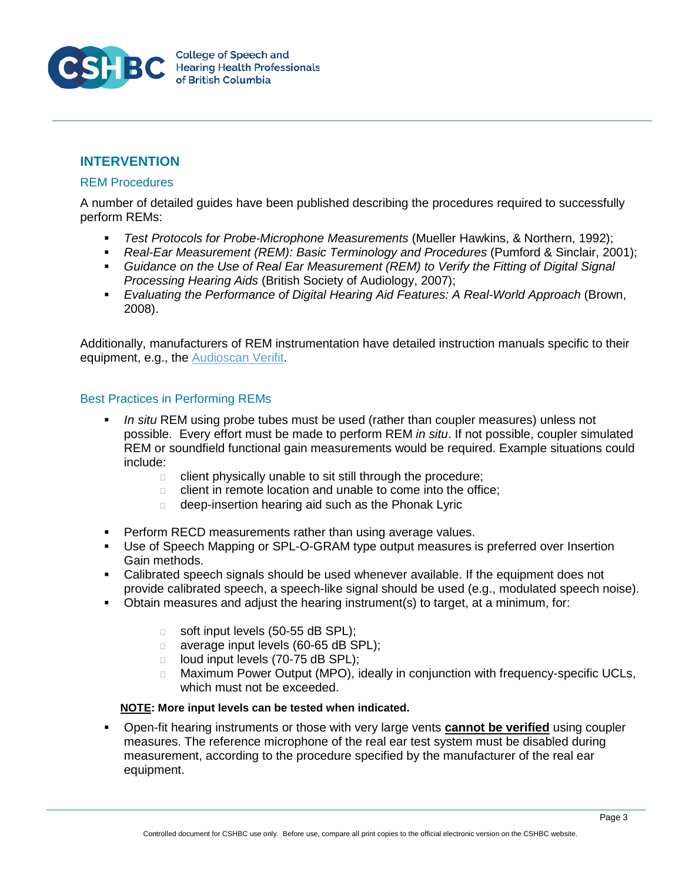## INTERVENTION

### REM Procedures

A number of detailed guides have been published describing the procedures required to successfully perform REMs:

- *Test Protocols for Probe-Microphone Measurements* (Mueller Hawkins, & Northern, 1992);
- *Real-Ear Measurement (REM): Basic Terminology and Procedures* (Pumford & Sinclair, 2001);
- *Guidance on the Use of Real Ear Measurement (REM) to Verify the Fitting of Digital Signal Processing Hearing Aids* (British Society of Audiology, 2007);
- *Evaluating the Performance of Digital Hearing Aid Features: A Real-World Approach* (Brown, 2008).

Additionally, manufacturers of REM instrumentation have detailed instruction manuals specific to their equipment, e.g., the [Audioscan Verifit](Audioscan Verifit).

### Best Practices in Performing REMs

- *In situ* REM using probe tubes must be used (rather than coupler measures) unless not possible. Every effort must be made to perform REM *in situ*. If not possible, coupler simulated REM or soundfield functional gain measurements would be required. Example situations could include:
  - client physically unable to sit still through the procedure;
  - client in remote location and unable to come into the office;
  - deep-insertion hearing aid such as the Phonak Lyric
- Perform RECD measurements rather than using average values.
- Use of Speech Mapping or SPL-O-GRAM type output measures is preferred over Insertion Gain methods.
- Calibrated speech signals should be used whenever available. If the equipment does not provide calibrated speech, a speech-like signal should be used (e.g., modulated speech noise).
- Obtain measures and adjust the hearing instrument(s) to target, at a minimum, for:
  - soft input levels (50-55 dB SPL);
  - average input levels (60-65 dB SPL);
  - loud input levels (70-75 dB SPL);
  - Maximum Power Output (MPO), ideally in conjunction with frequency-specific UCLs, which must not be exceeded.

**<u>NOTE</u>: More input levels can be tested when indicated.**

- Open-fit hearing instruments or those with very large vents **<u>cannot be verified</u>** using coupler measures. The reference microphone of the real ear test system must be disabled during measurement, according to the procedure specified by the manufacturer of the real ear equipment.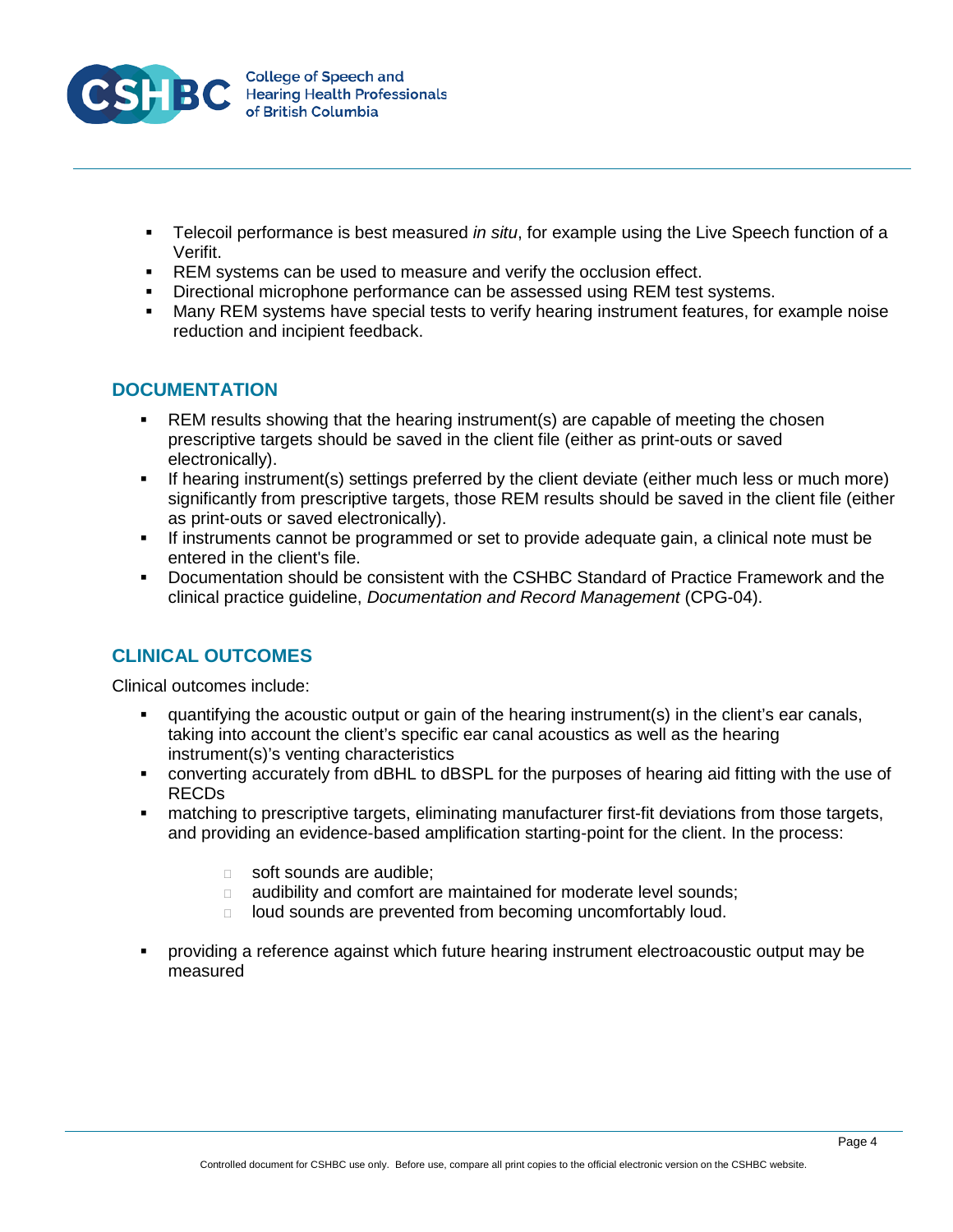- Telecoil performance is best measured *in situ*, for example using the Live Speech function of a Verifit.
- REM systems can be used to measure and verify the occlusion effect.
- Directional microphone performance can be assessed using REM test systems.
- Many REM systems have special tests to verify hearing instrument features, for example noise reduction and incipient feedback.

## DOCUMENTATION

- REM results showing that the hearing instrument(s) are capable of meeting the chosen prescriptive targets should be saved in the client file (either as print-outs or saved electronically).
- If hearing instrument(s) settings preferred by the client deviate (either much less or much more) significantly from prescriptive targets, those REM results should be saved in the client file (either as print-outs or saved electronically).
- If instruments cannot be programmed or set to provide adequate gain, a clinical note must be entered in the client's file.
- Documentation should be consistent with the CSHBC Standard of Practice Framework and the clinical practice guideline, *Documentation and Record Management* (CPG-04).

## CLINICAL OUTCOMES

Clinical outcomes include:

- quantifying the acoustic output or gain of the hearing instrument(s) in the client's ear canals, taking into account the client's specific ear canal acoustics as well as the hearing instrument(s)'s venting characteristics
- converting accurately from dBHL to dBSPL for the purposes of hearing aid fitting with the use of RECDs
- matching to prescriptive targets, eliminating manufacturer first-fit deviations from those targets, and providing an evidence-based amplification starting-point for the client. In the process:
  - soft sounds are audible;
  - audibility and comfort are maintained for moderate level sounds;
  - loud sounds are prevented from becoming uncomfortably loud.
- providing a reference against which future hearing instrument electroacoustic output may be measured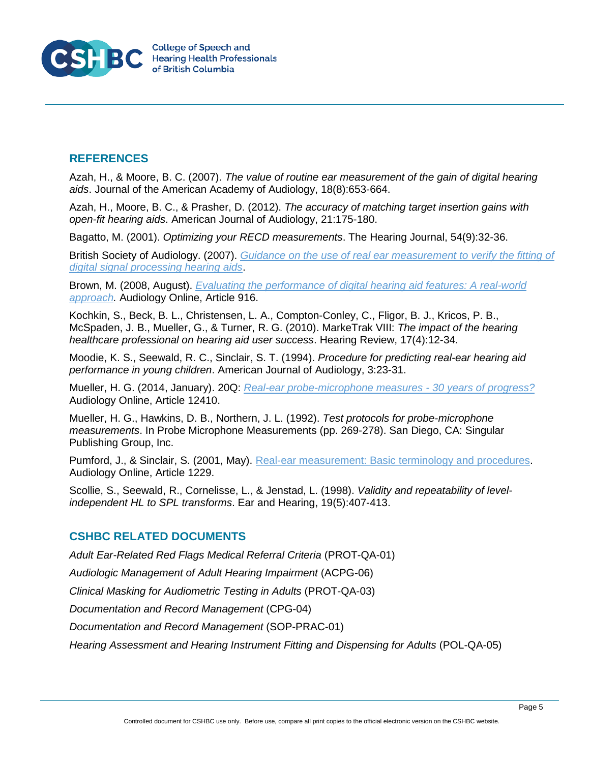## REFERENCES

Azah, H., & Moore, B. C. (2007). *The value of routine ear measurement of the gain of digital hearing aids*. Journal of the American Academy of Audiology, 18(8):653-664.

Azah, H., Moore, B. C., & Prasher, D. (2012). *The accuracy of matching target insertion gains with open-fit hearing aids*. American Journal of Audiology, 21:175-180.

Bagatto, M. (2001). *Optimizing your RECD measurements*. The Hearing Journal, 54(9):32-36.

British Society of Audiology. (2007). *Guidance on the use of real ear measurement to verify the fitting of digital signal processing hearing aids*.

Brown, M. (2008, August). *Evaluating the performance of digital hearing aid features: A real-world approach.* Audiology Online, Article 916.

Kochkin, S., Beck, B. L., Christensen, L. A., Compton-Conley, C., Fligor, B. J., Kricos, P. B., McSpaden, J. B., Mueller, G., & Turner, R. G. (2010). MarkeTrak VIII: *The impact of the hearing healthcare professional on hearing aid user success*. Hearing Review, 17(4):12-34.

Moodie, K. S., Seewald, R. C., Sinclair, S. T. (1994). *Procedure for predicting real-ear hearing aid performance in young children*. American Journal of Audiology, 3:23-31.

Mueller, H. G. (2014, January). 20Q: *Real-ear probe-microphone measures - 30 years of progress?* Audiology Online, Article 12410.

Mueller, H. G., Hawkins, D. B., Northern, J. L. (1992). *Test protocols for probe-microphone measurements*. In Probe Microphone Measurements (pp. 269-278). San Diego, CA: Singular Publishing Group, Inc.

Pumford, J., & Sinclair, S. (2001, May). Real-ear measurement: Basic terminology and procedures. Audiology Online, Article 1229.

Scollie, S., Seewald, R., Cornelisse, L., & Jenstad, L. (1998). *Validity and repeatability of level-independent HL to SPL transforms*. Ear and Hearing, 19(5):407-413.

## CSHBC RELATED DOCUMENTS

*Adult Ear-Related Red Flags Medical Referral Criteria* (PROT-QA-01)

*Audiologic Management of Adult Hearing Impairment* (ACPG-06)

*Clinical Masking for Audiometric Testing in Adults* (PROT-QA-03)

*Documentation and Record Management* (CPG-04)

*Documentation and Record Management* (SOP-PRAC-01)

*Hearing Assessment and Hearing Instrument Fitting and Dispensing for Adults* (POL-QA-05)